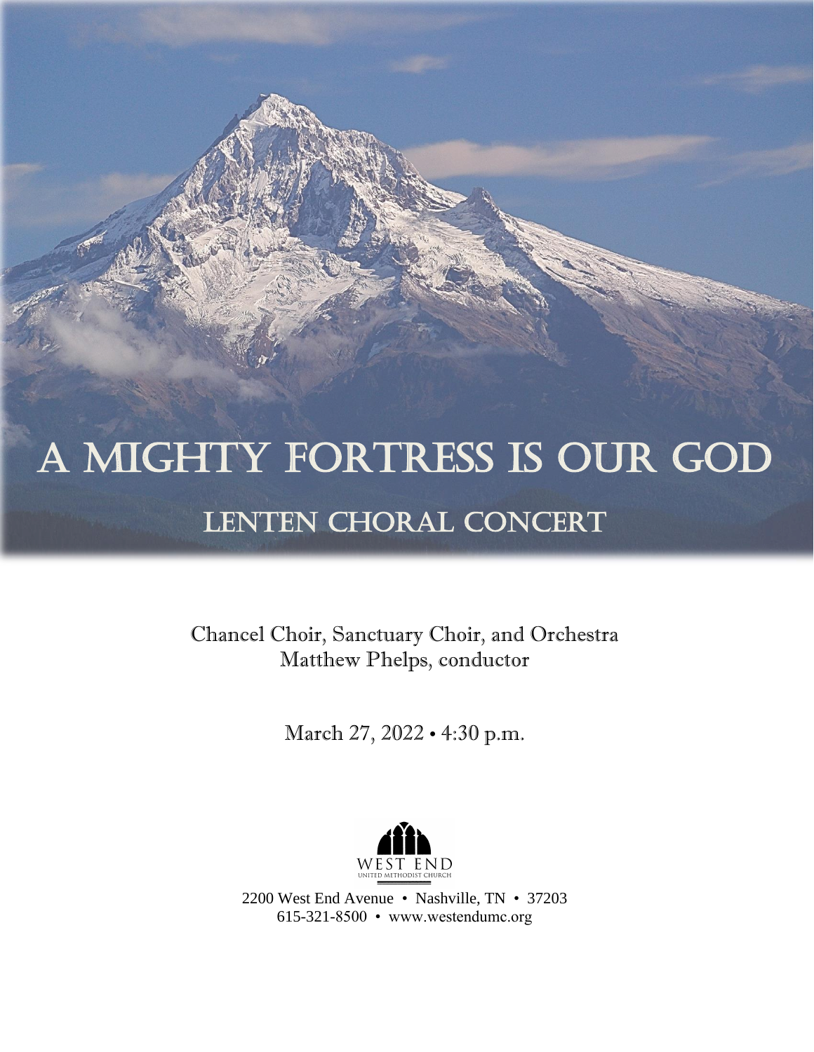# A MIGHTY FORTRESS IS OUR GOD

## LENTEN CHORAL CONCERT

Chancel Choir, Sanctuary Choir, and Orchestra
Matthew Phelps, conductor

March 27, 2022 • 4:30 p.m.

WEST END
UNITED METHODIST CHURCH

2200 West End Avenue • Nashville, TN • 37203
615-321-8500 • www.westendumc.org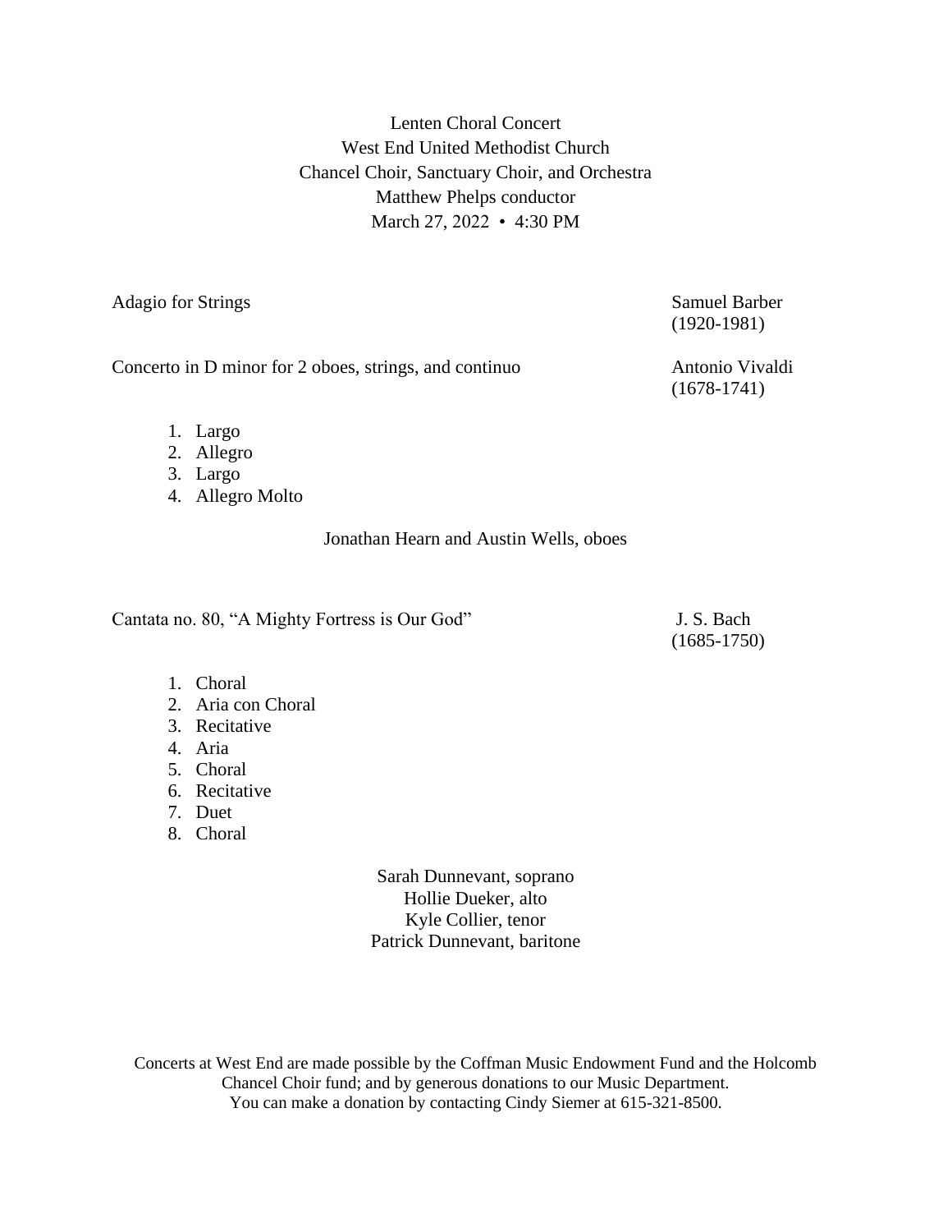Lenten Choral Concert
West End United Methodist Church
Chancel Choir, Sanctuary Choir, and Orchestra
Matthew Phelps conductor
March 27, 2022 • 4:30 PM

Adagio for Strings — Samuel Barber (1920-1981)

Concerto in D minor for 2 oboes, strings, and continuo — Antonio Vivaldi (1678-1741)

1. Largo
2. Allegro
3. Largo
4. Allegro Molto

Jonathan Hearn and Austin Wells, oboes

Cantata no. 80, "A Mighty Fortress is Our God" — J. S. Bach (1685-1750)

1. Choral
2. Aria con Choral
3. Recitative
4. Aria
5. Choral
6. Recitative
7. Duet
8. Choral

Sarah Dunnevant, soprano
Hollie Dueker, alto
Kyle Collier, tenor
Patrick Dunnevant, baritone

Concerts at West End are made possible by the Coffman Music Endowment Fund and the Holcomb Chancel Choir fund; and by generous donations to our Music Department.
You can make a donation by contacting Cindy Siemer at 615-321-8500.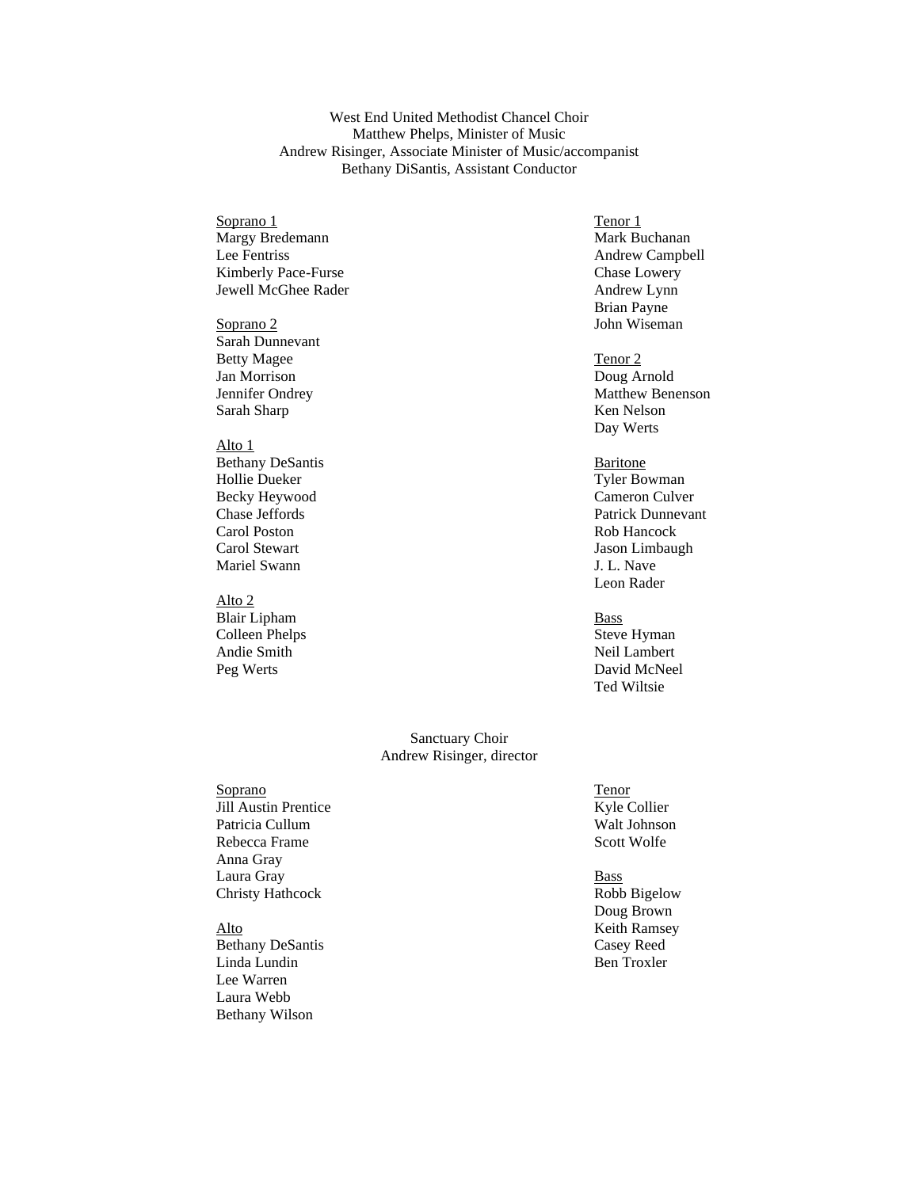West End United Methodist Chancel Choir
Matthew Phelps, Minister of Music
Andrew Risinger, Associate Minister of Music/accompanist
Bethany DiSantis, Assistant Conductor

Soprano 1
Margy Bredemann
Lee Fentriss
Kimberly Pace-Furse
Jewell McGhee Rader

Soprano 2
Sarah Dunnevant
Betty Magee
Jan Morrison
Jennifer Ondrey
Sarah Sharp

Alto 1
Bethany DeSantis
Hollie Dueker
Becky Heywood
Chase Jeffords
Carol Poston
Carol Stewart
Mariel Swann

Alto 2
Blair Lipham
Colleen Phelps
Andie Smith
Peg Werts

Tenor 1
Mark Buchanan
Andrew Campbell
Chase Lowery
Andrew Lynn
Brian Payne
John Wiseman

Tenor 2
Doug Arnold
Matthew Benenson
Ken Nelson
Day Werts

Baritone
Tyler Bowman
Cameron Culver
Patrick Dunnevant
Rob Hancock
Jason Limbaugh
J. L. Nave
Leon Rader

Bass
Steve Hyman
Neil Lambert
David McNeel
Ted Wiltsie

Sanctuary Choir
Andrew Risinger, director

Soprano
Jill Austin Prentice
Patricia Cullum
Rebecca Frame
Anna Gray
Laura Gray
Christy Hathcock

Alto
Bethany DeSantis
Linda Lundin
Lee Warren
Laura Webb
Bethany Wilson

Tenor
Kyle Collier
Walt Johnson
Scott Wolfe

Bass
Robb Bigelow
Doug Brown
Keith Ramsey
Casey Reed
Ben Troxler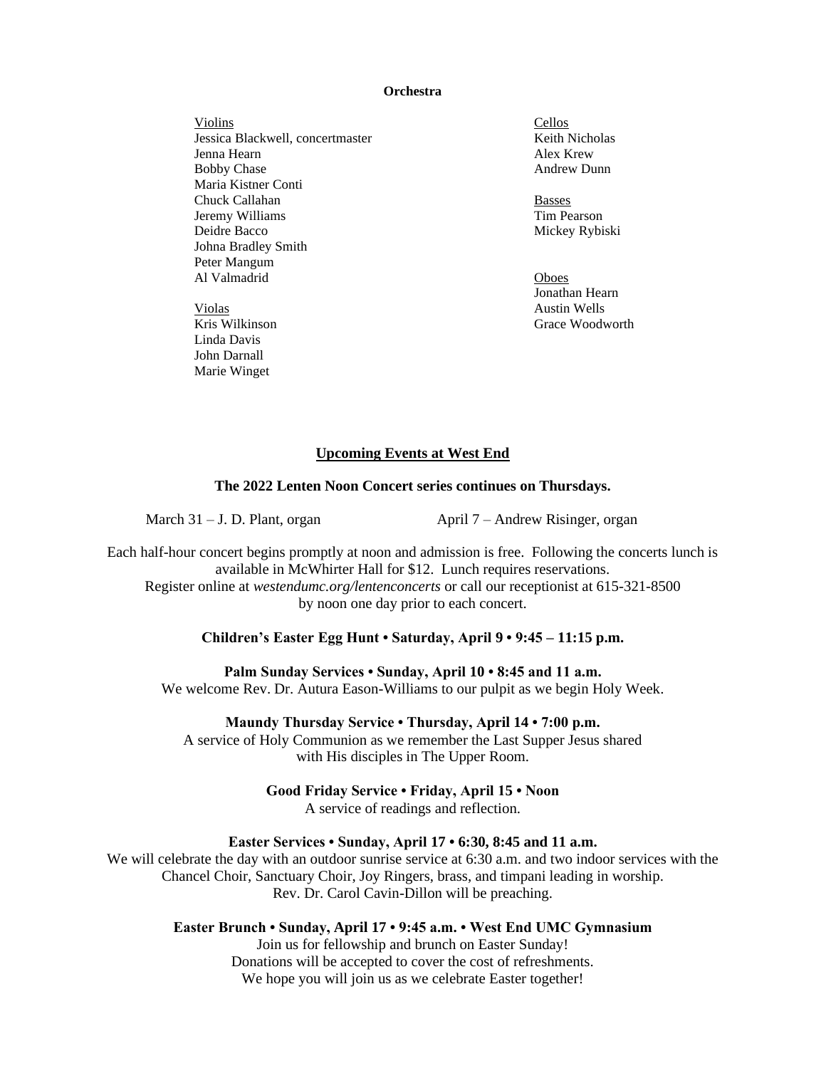**Orchestra**

Violins
Jessica Blackwell, concertmaster
Jenna Hearn
Bobby Chase
Maria Kistner Conti
Chuck Callahan
Jeremy Williams
Deidre Bacco
Johna Bradley Smith
Peter Mangum
Al Valmadrid

Violas
Kris Wilkinson
Linda Davis
John Darnall
Marie Winget

Cellos
Keith Nicholas
Alex Krew
Andrew Dunn

Basses
Tim Pearson
Mickey Rybiski

Oboes
Jonathan Hearn
Austin Wells
Grace Woodworth

## Upcoming Events at West End

**The 2022 Lenten Noon Concert series continues on Thursdays.**

March 31 – J. D. Plant, organ

April 7 – Andrew Risinger, organ

Each half-hour concert begins promptly at noon and admission is free. Following the concerts lunch is available in McWhirter Hall for $12. Lunch requires reservations.
Register online at *westendumc.org/lentenconcerts* or call our receptionist at 615-321-8500 by noon one day prior to each concert.

**Children's Easter Egg Hunt • Saturday, April 9 • 9:45 – 11:15 p.m.**

**Palm Sunday Services • Sunday, April 10 • 8:45 and 11 a.m.**
We welcome Rev. Dr. Autura Eason-Williams to our pulpit as we begin Holy Week.

**Maundy Thursday Service • Thursday, April 14 • 7:00 p.m.**
A service of Holy Communion as we remember the Last Supper Jesus shared with His disciples in The Upper Room.

**Good Friday Service • Friday, April 15 • Noon**
A service of readings and reflection.

**Easter Services • Sunday, April 17 • 6:30, 8:45 and 11 a.m.**
We will celebrate the day with an outdoor sunrise service at 6:30 a.m. and two indoor services with the Chancel Choir, Sanctuary Choir, Joy Ringers, brass, and timpani leading in worship.
Rev. Dr. Carol Cavin-Dillon will be preaching.

**Easter Brunch • Sunday, April 17 • 9:45 a.m. • West End UMC Gymnasium**
Join us for fellowship and brunch on Easter Sunday!
Donations will be accepted to cover the cost of refreshments.
We hope you will join us as we celebrate Easter together!